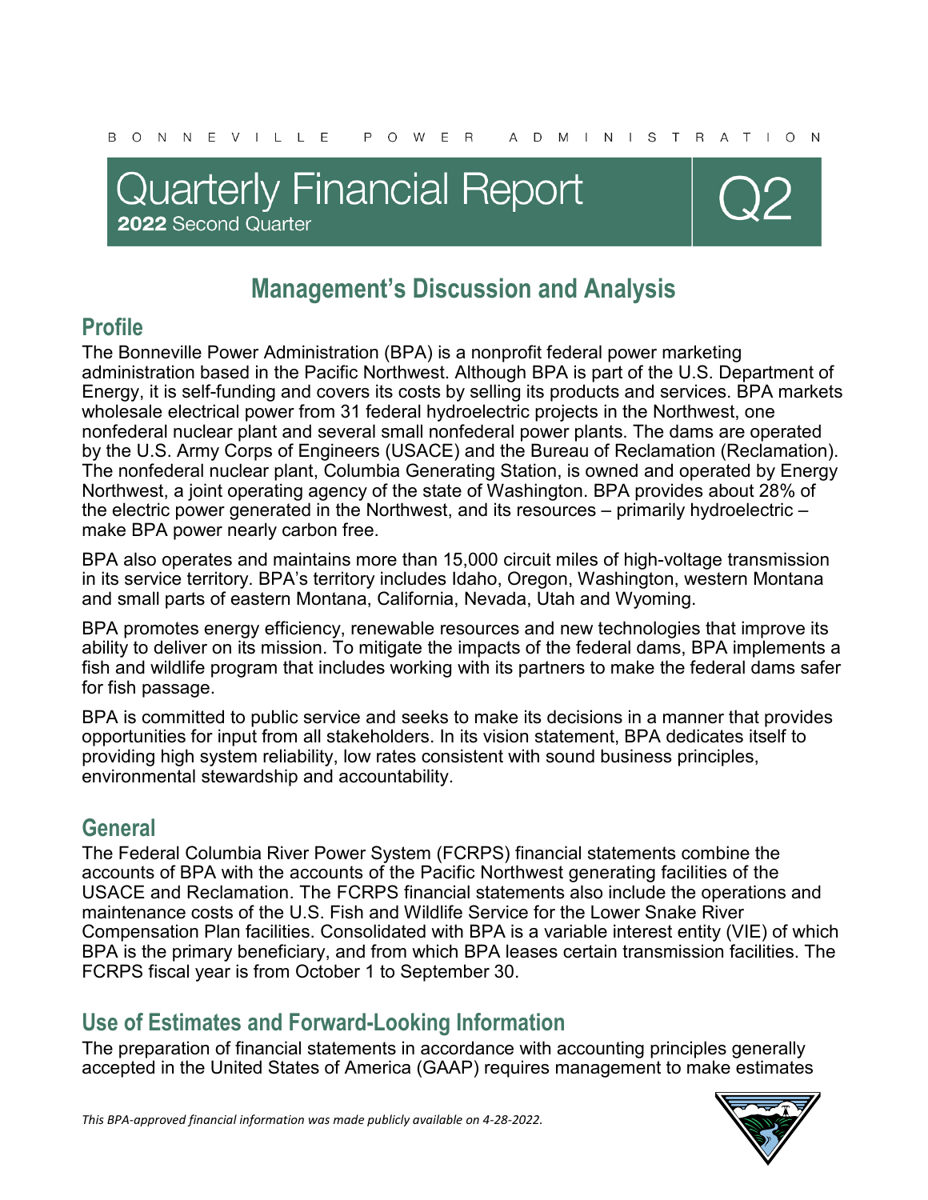BONNEVILLE POWER ADMINISTRATION

# Quarterly Financial Report Q2

**2022** Second Quarter

# Management's Discussion and Analysis

## Profile

The Bonneville Power Administration (BPA) is a nonprofit federal power marketing administration based in the Pacific Northwest. Although BPA is part of the U.S. Department of Energy, it is self-funding and covers its costs by selling its products and services. BPA markets wholesale electrical power from 31 federal hydroelectric projects in the Northwest, one nonfederal nuclear plant and several small nonfederal power plants. The dams are operated by the U.S. Army Corps of Engineers (USACE) and the Bureau of Reclamation (Reclamation). The nonfederal nuclear plant, Columbia Generating Station, is owned and operated by Energy Northwest, a joint operating agency of the state of Washington. BPA provides about 28% of the electric power generated in the Northwest, and its resources – primarily hydroelectric – make BPA power nearly carbon free.

BPA also operates and maintains more than 15,000 circuit miles of high-voltage transmission in its service territory. BPA's territory includes Idaho, Oregon, Washington, western Montana and small parts of eastern Montana, California, Nevada, Utah and Wyoming.

BPA promotes energy efficiency, renewable resources and new technologies that improve its ability to deliver on its mission. To mitigate the impacts of the federal dams, BPA implements a fish and wildlife program that includes working with its partners to make the federal dams safer for fish passage.

BPA is committed to public service and seeks to make its decisions in a manner that provides opportunities for input from all stakeholders. In its vision statement, BPA dedicates itself to providing high system reliability, low rates consistent with sound business principles, environmental stewardship and accountability.

## General

The Federal Columbia River Power System (FCRPS) financial statements combine the accounts of BPA with the accounts of the Pacific Northwest generating facilities of the USACE and Reclamation. The FCRPS financial statements also include the operations and maintenance costs of the U.S. Fish and Wildlife Service for the Lower Snake River Compensation Plan facilities. Consolidated with BPA is a variable interest entity (VIE) of which BPA is the primary beneficiary, and from which BPA leases certain transmission facilities. The FCRPS fiscal year is from October 1 to September 30.

## Use of Estimates and Forward-Looking Information

The preparation of financial statements in accordance with accounting principles generally accepted in the United States of America (GAAP) requires management to make estimates

*This BPA-approved financial information was made publicly available on 4-28-2022.*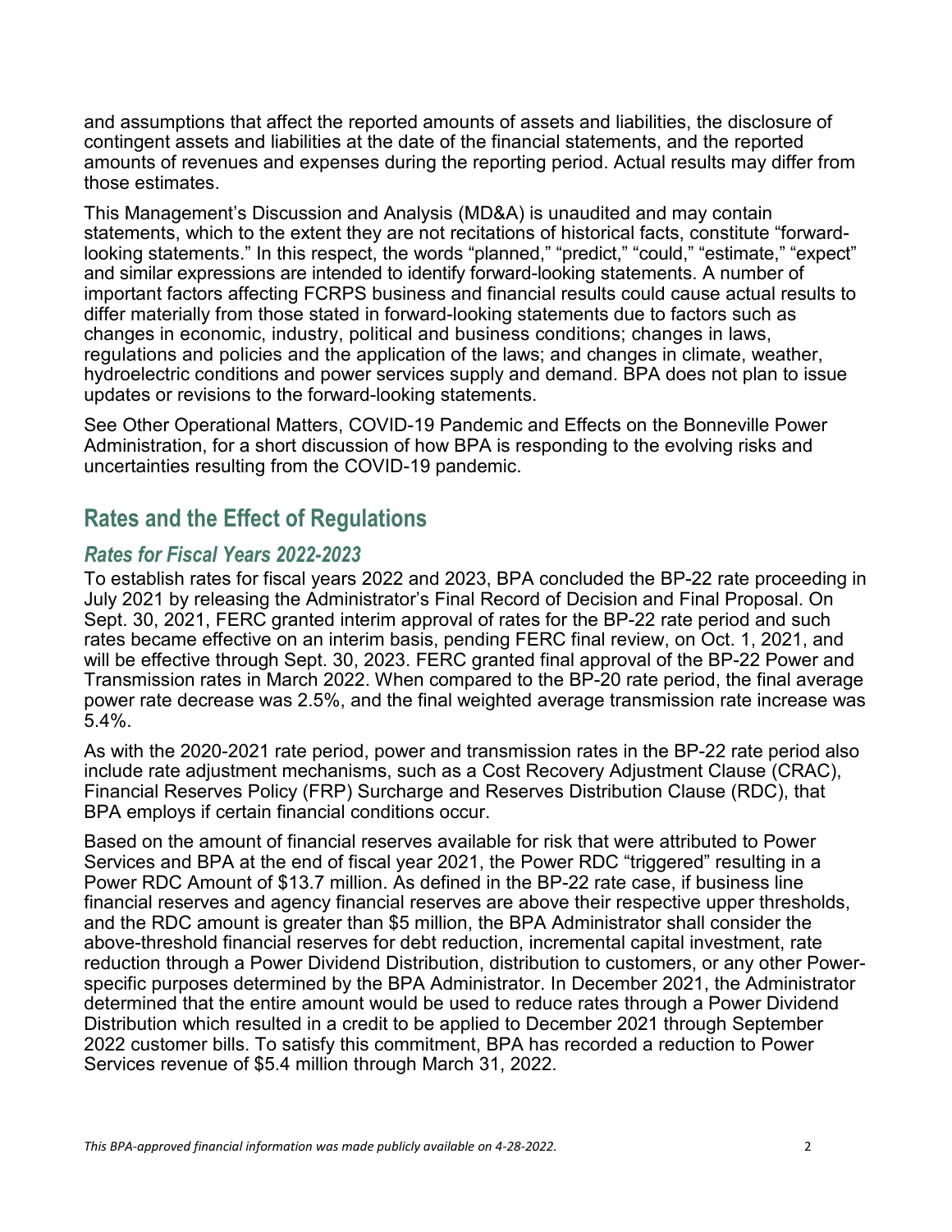and assumptions that affect the reported amounts of assets and liabilities, the disclosure of contingent assets and liabilities at the date of the financial statements, and the reported amounts of revenues and expenses during the reporting period. Actual results may differ from those estimates.

This Management's Discussion and Analysis (MD&A) is unaudited and may contain statements, which to the extent they are not recitations of historical facts, constitute "forward-looking statements." In this respect, the words "planned," "predict," "could," "estimate," "expect" and similar expressions are intended to identify forward-looking statements. A number of important factors affecting FCRPS business and financial results could cause actual results to differ materially from those stated in forward-looking statements due to factors such as changes in economic, industry, political and business conditions; changes in laws, regulations and policies and the application of the laws; and changes in climate, weather, hydroelectric conditions and power services supply and demand. BPA does not plan to issue updates or revisions to the forward-looking statements.

See Other Operational Matters, COVID-19 Pandemic and Effects on the Bonneville Power Administration, for a short discussion of how BPA is responding to the evolving risks and uncertainties resulting from the COVID-19 pandemic.

## Rates and the Effect of Regulations

### *Rates for Fiscal Years 2022-2023*

To establish rates for fiscal years 2022 and 2023, BPA concluded the BP-22 rate proceeding in July 2021 by releasing the Administrator's Final Record of Decision and Final Proposal. On Sept. 30, 2021, FERC granted interim approval of rates for the BP-22 rate period and such rates became effective on an interim basis, pending FERC final review, on Oct. 1, 2021, and will be effective through Sept. 30, 2023. FERC granted final approval of the BP-22 Power and Transmission rates in March 2022. When compared to the BP-20 rate period, the final average power rate decrease was 2.5%, and the final weighted average transmission rate increase was 5.4%.

As with the 2020-2021 rate period, power and transmission rates in the BP-22 rate period also include rate adjustment mechanisms, such as a Cost Recovery Adjustment Clause (CRAC), Financial Reserves Policy (FRP) Surcharge and Reserves Distribution Clause (RDC), that BPA employs if certain financial conditions occur.

Based on the amount of financial reserves available for risk that were attributed to Power Services and BPA at the end of fiscal year 2021, the Power RDC "triggered" resulting in a Power RDC Amount of $13.7 million. As defined in the BP-22 rate case, if business line financial reserves and agency financial reserves are above their respective upper thresholds, and the RDC amount is greater than $5 million, the BPA Administrator shall consider the above-threshold financial reserves for debt reduction, incremental capital investment, rate reduction through a Power Dividend Distribution, distribution to customers, or any other Power-specific purposes determined by the BPA Administrator. In December 2021, the Administrator determined that the entire amount would be used to reduce rates through a Power Dividend Distribution which resulted in a credit to be applied to December 2021 through September 2022 customer bills. To satisfy this commitment, BPA has recorded a reduction to Power Services revenue of $5.4 million through March 31, 2022.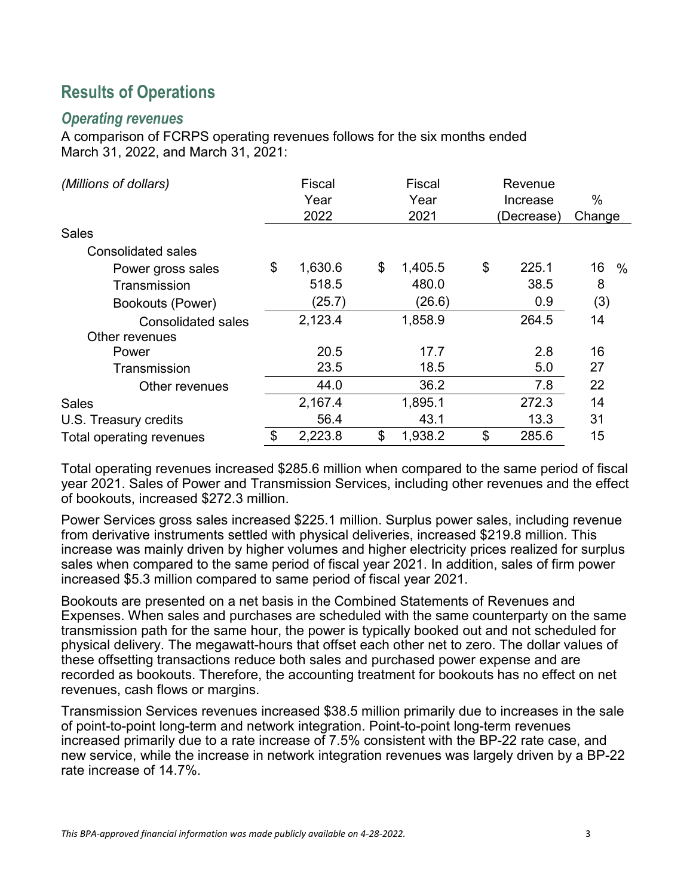## Results of Operations

### *Operating revenues*

A comparison of FCRPS operating revenues follows for the six months ended March 31, 2022, and March 31, 2021:

| *(Millions of dollars)* | Fiscal Year 2022 | Fiscal Year 2021 | Revenue Increase (Decrease) | % Change |
|---|---|---|---|---|
| Sales | | | | |
| Consolidated sales | | | | |
| Power gross sales | $ 1,630.6 | $ 1,405.5 | $ 225.1 | 16 % |
| Transmission | 518.5 | 480.0 | 38.5 | 8 |
| Bookouts (Power) | (25.7) | (26.6) | 0.9 | (3) |
| Consolidated sales | 2,123.4 | 1,858.9 | 264.5 | 14 |
| Other revenues | | | | |
| Power | 20.5 | 17.7 | 2.8 | 16 |
| Transmission | 23.5 | 18.5 | 5.0 | 27 |
| Other revenues | 44.0 | 36.2 | 7.8 | 22 |
| Sales | 2,167.4 | 1,895.1 | 272.3 | 14 |
| U.S. Treasury credits | 56.4 | 43.1 | 13.3 | 31 |
| Total operating revenues | $ 2,223.8 | $ 1,938.2 | $ 285.6 | 15 |

Total operating revenues increased $285.6 million when compared to the same period of fiscal year 2021. Sales of Power and Transmission Services, including other revenues and the effect of bookouts, increased $272.3 million.

Power Services gross sales increased $225.1 million. Surplus power sales, including revenue from derivative instruments settled with physical deliveries, increased $219.8 million. This increase was mainly driven by higher volumes and higher electricity prices realized for surplus sales when compared to the same period of fiscal year 2021. In addition, sales of firm power increased $5.3 million compared to same period of fiscal year 2021.

Bookouts are presented on a net basis in the Combined Statements of Revenues and Expenses. When sales and purchases are scheduled with the same counterparty on the same transmission path for the same hour, the power is typically booked out and not scheduled for physical delivery. The megawatt-hours that offset each other net to zero. The dollar values of these offsetting transactions reduce both sales and purchased power expense and are recorded as bookouts. Therefore, the accounting treatment for bookouts has no effect on net revenues, cash flows or margins.

Transmission Services revenues increased $38.5 million primarily due to increases in the sale of point-to-point long-term and network integration. Point-to-point long-term revenues increased primarily due to a rate increase of 7.5% consistent with the BP-22 rate case, and new service, while the increase in network integration revenues was largely driven by a BP-22 rate increase of 14.7%.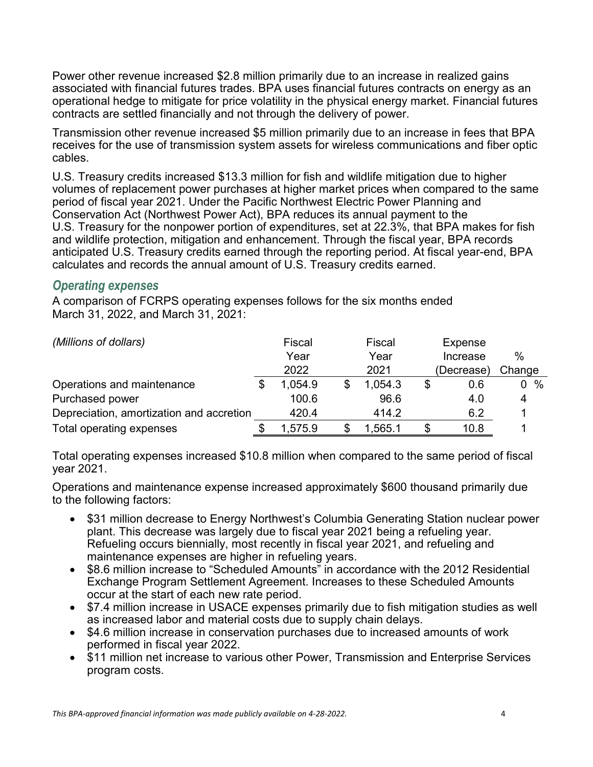Power other revenue increased $2.8 million primarily due to an increase in realized gains associated with financial futures trades. BPA uses financial futures contracts on energy as an operational hedge to mitigate for price volatility in the physical energy market. Financial futures contracts are settled financially and not through the delivery of power.

Transmission other revenue increased $5 million primarily due to an increase in fees that BPA receives for the use of transmission system assets for wireless communications and fiber optic cables.

U.S. Treasury credits increased $13.3 million for fish and wildlife mitigation due to higher volumes of replacement power purchases at higher market prices when compared to the same period of fiscal year 2021. Under the Pacific Northwest Electric Power Planning and Conservation Act (Northwest Power Act), BPA reduces its annual payment to the U.S. Treasury for the nonpower portion of expenditures, set at 22.3%, that BPA makes for fish and wildlife protection, mitigation and enhancement. Through the fiscal year, BPA records anticipated U.S. Treasury credits earned through the reporting period. At fiscal year-end, BPA calculates and records the annual amount of U.S. Treasury credits earned.

### *Operating expenses*

A comparison of FCRPS operating expenses follows for the six months ended March 31, 2022, and March 31, 2021:

| *(Millions of dollars)* | Fiscal Year 2022 | Fiscal Year 2021 | Expense Increase (Decrease) | % Change |
|---|---|---|---|---|
| Operations and maintenance | $ 1,054.9 | $ 1,054.3 | $ 0.6 | 0 % |
| Purchased power | 100.6 | 96.6 | 4.0 | 4 |
| Depreciation, amortization and accretion | 420.4 | 414.2 | 6.2 | 1 |
| Total operating expenses | $ 1,575.9 | $ 1,565.1 | $ 10.8 | 1 |

Total operating expenses increased $10.8 million when compared to the same period of fiscal year 2021.

Operations and maintenance expense increased approximately $600 thousand primarily due to the following factors:

- $31 million decrease to Energy Northwest's Columbia Generating Station nuclear power plant. This decrease was largely due to fiscal year 2021 being a refueling year. Refueling occurs biennially, most recently in fiscal year 2021, and refueling and maintenance expenses are higher in refueling years.
- $8.6 million increase to "Scheduled Amounts" in accordance with the 2012 Residential Exchange Program Settlement Agreement. Increases to these Scheduled Amounts occur at the start of each new rate period.
- $7.4 million increase in USACE expenses primarily due to fish mitigation studies as well as increased labor and material costs due to supply chain delays.
- $4.6 million increase in conservation purchases due to increased amounts of work performed in fiscal year 2022.
- $11 million net increase to various other Power, Transmission and Enterprise Services program costs.

*This BPA-approved financial information was made publicly available on 4-28-2022.*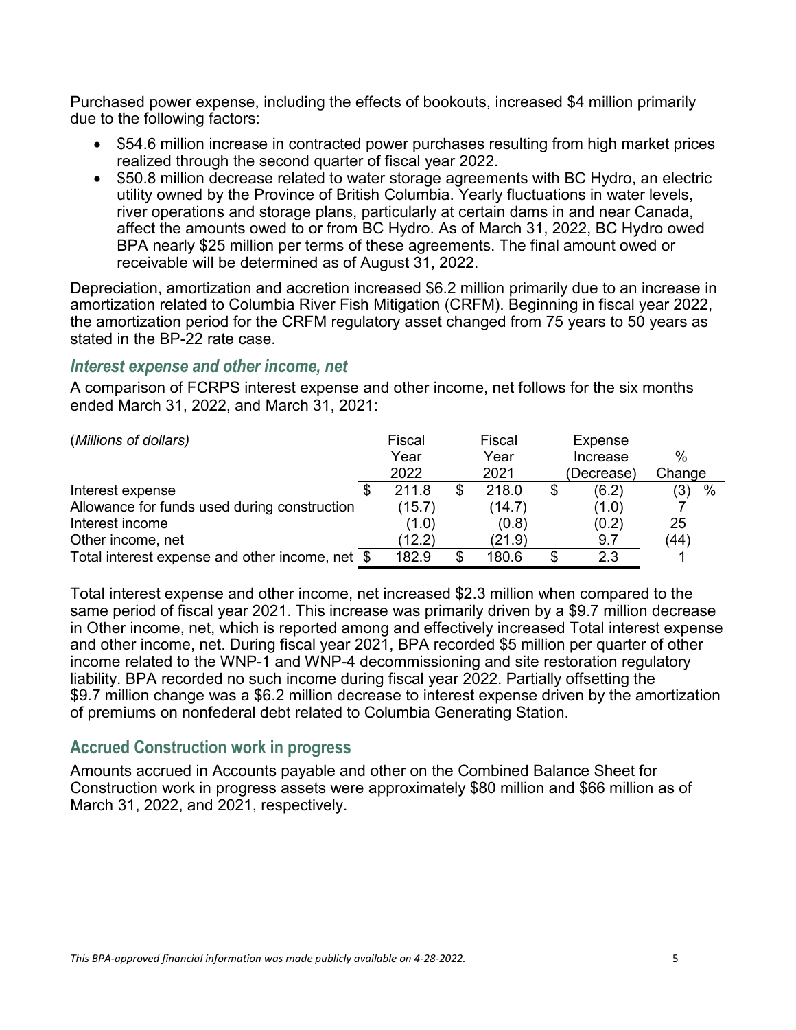Purchased power expense, including the effects of bookouts, increased $4 million primarily due to the following factors:

- $54.6 million increase in contracted power purchases resulting from high market prices realized through the second quarter of fiscal year 2022.
- $50.8 million decrease related to water storage agreements with BC Hydro, an electric utility owned by the Province of British Columbia. Yearly fluctuations in water levels, river operations and storage plans, particularly at certain dams in and near Canada, affect the amounts owed to or from BC Hydro. As of March 31, 2022, BC Hydro owed BPA nearly $25 million per terms of these agreements. The final amount owed or receivable will be determined as of August 31, 2022.

Depreciation, amortization and accretion increased $6.2 million primarily due to an increase in amortization related to Columbia River Fish Mitigation (CRFM). Beginning in fiscal year 2022, the amortization period for the CRFM regulatory asset changed from 75 years to 50 years as stated in the BP-22 rate case.

### *Interest expense and other income, net*

A comparison of FCRPS interest expense and other income, net follows for the six months ended March 31, 2022, and March 31, 2021:

| *(Millions of dollars)* | Fiscal Year 2022 | Fiscal Year 2021 | Expense Increase (Decrease) | % Change |
|---|---|---|---|---|
| Interest expense | $ 211.8 | $ 218.0 | $ (6.2) | (3) % |
| Allowance for funds used during construction | (15.7) | (14.7) | (1.0) | 7 |
| Interest income | (1.0) | (0.8) | (0.2) | 25 |
| Other income, net | (12.2) | (21.9) | 9.7 | (44) |
| Total interest expense and other income, net | $ 182.9 | $ 180.6 | $ 2.3 | 1 |

Total interest expense and other income, net increased $2.3 million when compared to the same period of fiscal year 2021. This increase was primarily driven by a $9.7 million decrease in Other income, net, which is reported among and effectively increased Total interest expense and other income, net. During fiscal year 2021, BPA recorded $5 million per quarter of other income related to the WNP-1 and WNP-4 decommissioning and site restoration regulatory liability. BPA recorded no such income during fiscal year 2022. Partially offsetting the $9.7 million change was a $6.2 million decrease to interest expense driven by the amortization of premiums on nonfederal debt related to Columbia Generating Station.

## Accrued Construction work in progress

Amounts accrued in Accounts payable and other on the Combined Balance Sheet for Construction work in progress assets were approximately $80 million and $66 million as of March 31, 2022, and 2021, respectively.

*This BPA-approved financial information was made publicly available on 4-28-2022.*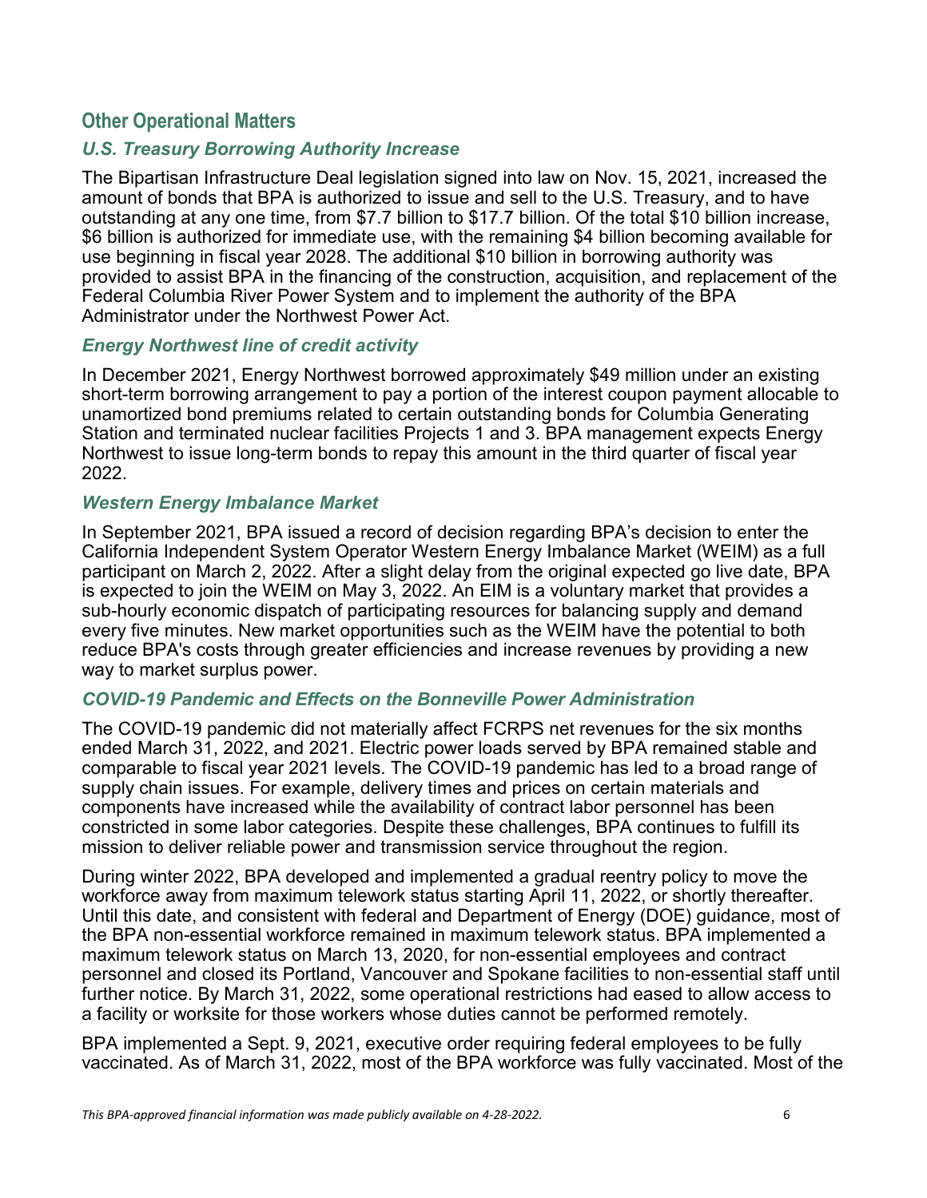## Other Operational Matters

### *U.S. Treasury Borrowing Authority Increase*

The Bipartisan Infrastructure Deal legislation signed into law on Nov. 15, 2021, increased the amount of bonds that BPA is authorized to issue and sell to the U.S. Treasury, and to have outstanding at any one time, from $7.7 billion to $17.7 billion. Of the total $10 billion increase, $6 billion is authorized for immediate use, with the remaining $4 billion becoming available for use beginning in fiscal year 2028. The additional $10 billion in borrowing authority was provided to assist BPA in the financing of the construction, acquisition, and replacement of the Federal Columbia River Power System and to implement the authority of the BPA Administrator under the Northwest Power Act.

### *Energy Northwest line of credit activity*

In December 2021, Energy Northwest borrowed approximately $49 million under an existing short-term borrowing arrangement to pay a portion of the interest coupon payment allocable to unamortized bond premiums related to certain outstanding bonds for Columbia Generating Station and terminated nuclear facilities Projects 1 and 3. BPA management expects Energy Northwest to issue long-term bonds to repay this amount in the third quarter of fiscal year 2022.

### *Western Energy Imbalance Market*

In September 2021, BPA issued a record of decision regarding BPA's decision to enter the California Independent System Operator Western Energy Imbalance Market (WEIM) as a full participant on March 2, 2022. After a slight delay from the original expected go live date, BPA is expected to join the WEIM on May 3, 2022. An EIM is a voluntary market that provides a sub-hourly economic dispatch of participating resources for balancing supply and demand every five minutes. New market opportunities such as the WEIM have the potential to both reduce BPA's costs through greater efficiencies and increase revenues by providing a new way to market surplus power.

### *COVID-19 Pandemic and Effects on the Bonneville Power Administration*

The COVID-19 pandemic did not materially affect FCRPS net revenues for the six months ended March 31, 2022, and 2021. Electric power loads served by BPA remained stable and comparable to fiscal year 2021 levels. The COVID-19 pandemic has led to a broad range of supply chain issues. For example, delivery times and prices on certain materials and components have increased while the availability of contract labor personnel has been constricted in some labor categories. Despite these challenges, BPA continues to fulfill its mission to deliver reliable power and transmission service throughout the region.

During winter 2022, BPA developed and implemented a gradual reentry policy to move the workforce away from maximum telework status starting April 11, 2022, or shortly thereafter. Until this date, and consistent with federal and Department of Energy (DOE) guidance, most of the BPA non-essential workforce remained in maximum telework status. BPA implemented a maximum telework status on March 13, 2020, for non-essential employees and contract personnel and closed its Portland, Vancouver and Spokane facilities to non-essential staff until further notice. By March 31, 2022, some operational restrictions had eased to allow access to a facility or worksite for those workers whose duties cannot be performed remotely.

BPA implemented a Sept. 9, 2021, executive order requiring federal employees to be fully vaccinated. As of March 31, 2022, most of the BPA workforce was fully vaccinated. Most of the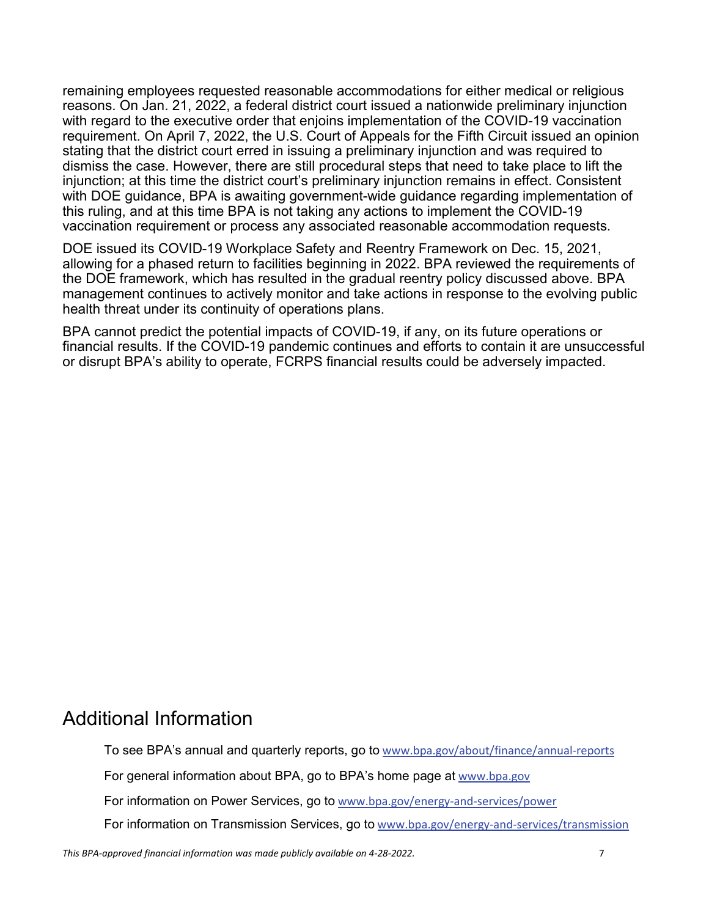remaining employees requested reasonable accommodations for either medical or religious reasons. On Jan. 21, 2022, a federal district court issued a nationwide preliminary injunction with regard to the executive order that enjoins implementation of the COVID-19 vaccination requirement. On April 7, 2022, the U.S. Court of Appeals for the Fifth Circuit issued an opinion stating that the district court erred in issuing a preliminary injunction and was required to dismiss the case. However, there are still procedural steps that need to take place to lift the injunction; at this time the district court's preliminary injunction remains in effect. Consistent with DOE guidance, BPA is awaiting government-wide guidance regarding implementation of this ruling, and at this time BPA is not taking any actions to implement the COVID-19 vaccination requirement or process any associated reasonable accommodation requests.

DOE issued its COVID-19 Workplace Safety and Reentry Framework on Dec. 15, 2021, allowing for a phased return to facilities beginning in 2022. BPA reviewed the requirements of the DOE framework, which has resulted in the gradual reentry policy discussed above. BPA management continues to actively monitor and take actions in response to the evolving public health threat under its continuity of operations plans.

BPA cannot predict the potential impacts of COVID-19, if any, on its future operations or financial results. If the COVID-19 pandemic continues and efforts to contain it are unsuccessful or disrupt BPA's ability to operate, FCRPS financial results could be adversely impacted.

## Additional Information

To see BPA's annual and quarterly reports, go to www.bpa.gov/about/finance/annual-reports

For general information about BPA, go to BPA's home page at www.bpa.gov

For information on Power Services, go to www.bpa.gov/energy-and-services/power

For information on Transmission Services, go to www.bpa.gov/energy-and-services/transmission

*This BPA-approved financial information was made publicly available on 4-28-2022.*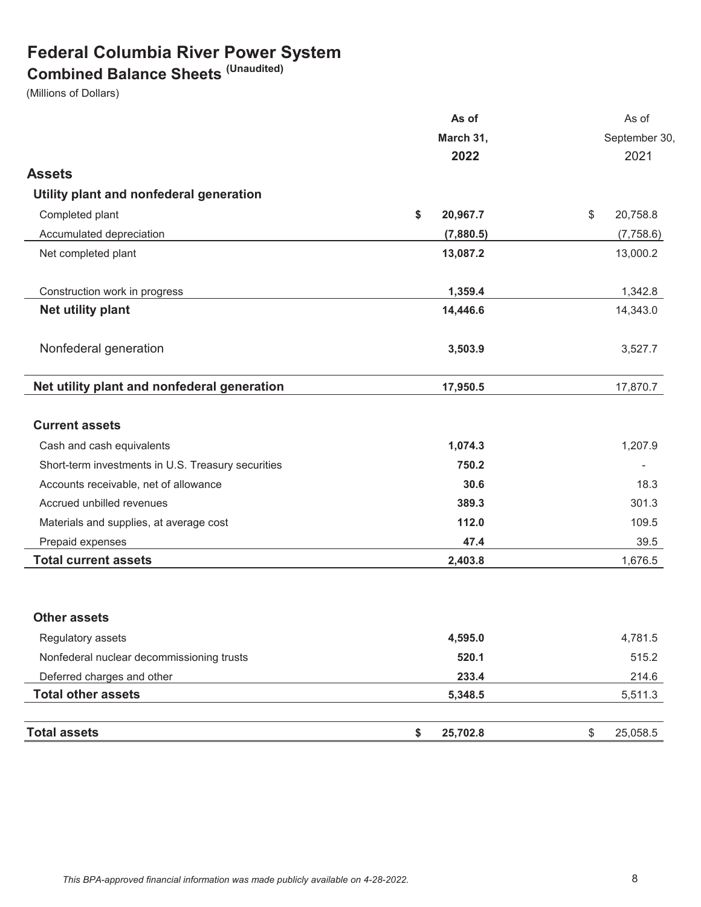# Federal Columbia River Power System

## Combined Balance Sheets (Unaudited)

(Millions of Dollars)

| | As of March 31, 2022 | As of September 30, 2021 |
|---|---|---|
| **Assets** | | |
| **Utility plant and nonfederal generation** | | |
| Completed plant | $ 20,967.7 | $ 20,758.8 |
| Accumulated depreciation | (7,880.5) | (7,758.6) |
| Net completed plant | 13,087.2 | 13,000.2 |
| Construction work in progress | 1,359.4 | 1,342.8 |
| **Net utility plant** | 14,446.6 | 14,343.0 |
| Nonfederal generation | 3,503.9 | 3,527.7 |
| **Net utility plant and nonfederal generation** | 17,950.5 | 17,870.7 |
| **Current assets** | | |
| Cash and cash equivalents | 1,074.3 | 1,207.9 |
| Short-term investments in U.S. Treasury securities | 750.2 | - |
| Accounts receivable, net of allowance | 30.6 | 18.3 |
| Accrued unbilled revenues | 389.3 | 301.3 |
| Materials and supplies, at average cost | 112.0 | 109.5 |
| Prepaid expenses | 47.4 | 39.5 |
| **Total current assets** | 2,403.8 | 1,676.5 |
| **Other assets** | | |
| Regulatory assets | 4,595.0 | 4,781.5 |
| Nonfederal nuclear decommissioning trusts | 520.1 | 515.2 |
| Deferred charges and other | 233.4 | 214.6 |
| **Total other assets** | 5,348.5 | 5,511.3 |
| **Total assets** | $ 25,702.8 | $ 25,058.5 |

*This BPA-approved financial information was made publicly available on 4-28-2022.*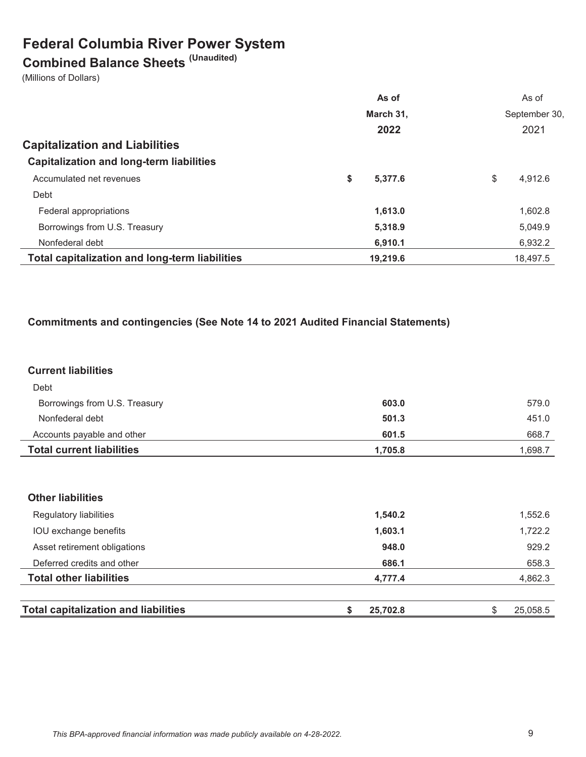# Federal Columbia River Power System

## Combined Balance Sheets (Unaudited)

(Millions of Dollars)

| | As of March 31, 2022 | As of September 30, 2021 |
|---|---|---|
| **Capitalization and Liabilities** | | |
| **Capitalization and long-term liabilities** | | |
| Accumulated net revenues | **$ 5,377.6** | $ 4,912.6 |
| Debt | | |
| Federal appropriations | **1,613.0** | 1,602.8 |
| Borrowings from U.S. Treasury | **5,318.9** | 5,049.9 |
| Nonfederal debt | **6,910.1** | 6,932.2 |
| **Total capitalization and long-term liabilities** | **19,219.6** | 18,497.5 |
| | | |
| **Commitments and contingencies (See Note 14 to 2021 Audited Financial Statements)** | | |
| | | |
| **Current liabilities** | | |
| Debt | | |
| Borrowings from U.S. Treasury | **603.0** | 579.0 |
| Nonfederal debt | **501.3** | 451.0 |
| Accounts payable and other | **601.5** | 668.7 |
| **Total current liabilities** | **1,705.8** | 1,698.7 |
| | | |
| **Other liabilities** | | |
| Regulatory liabilities | **1,540.2** | 1,552.6 |
| IOU exchange benefits | **1,603.1** | 1,722.2 |
| Asset retirement obligations | **948.0** | 929.2 |
| Deferred credits and other | **686.1** | 658.3 |
| **Total other liabilities** | **4,777.4** | 4,862.3 |
| | | |
| **Total capitalization and liabilities** | **$ 25,702.8** | $ 25,058.5 |

*This BPA-approved financial information was made publicly available on 4-28-2022.*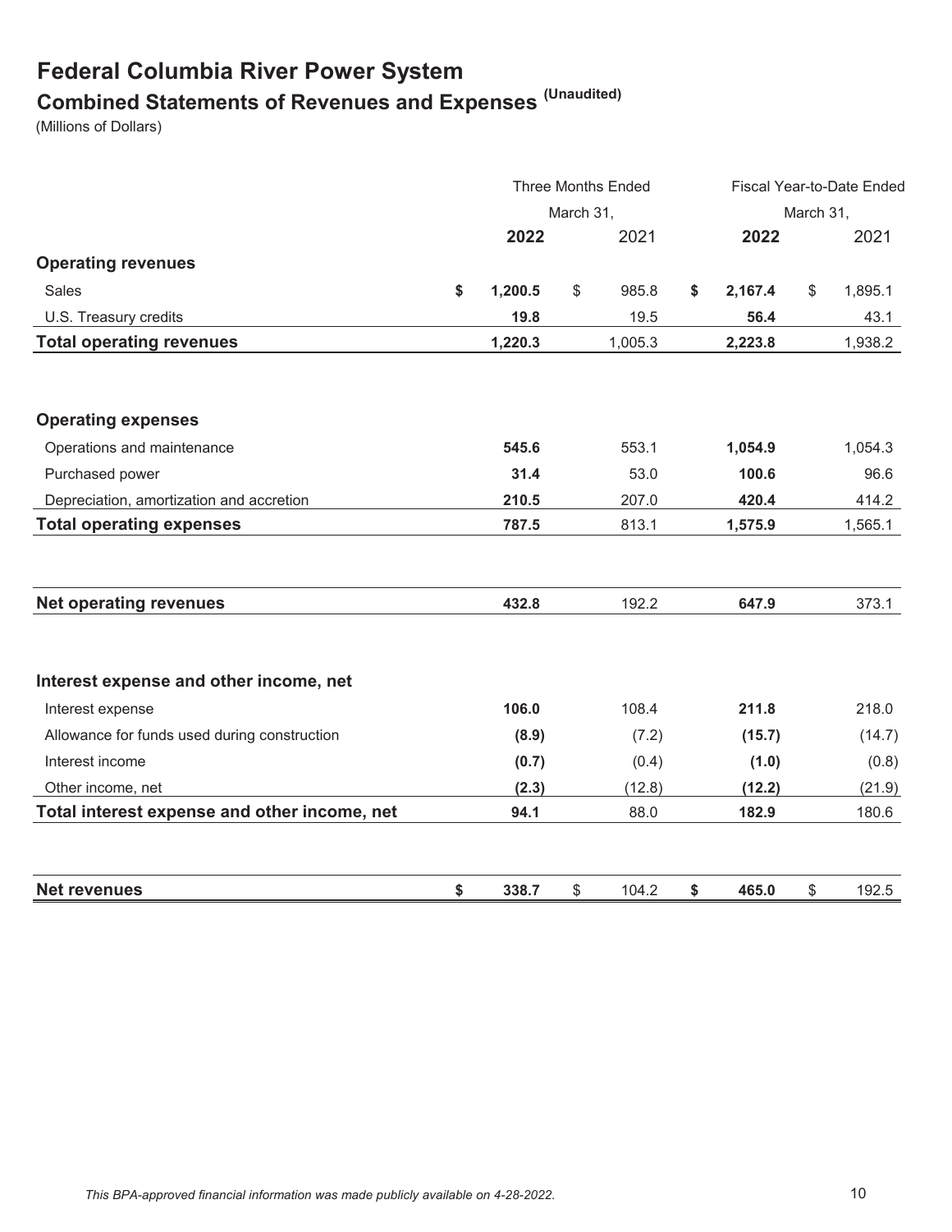# Federal Columbia River Power System

## Combined Statements of Revenues and Expenses (Unaudited)

(Millions of Dollars)

| | Three Months Ended March 31, | | Fiscal Year-to-Date Ended March 31, | |
|---|---|---|---|---|
| | **2022** | 2021 | **2022** | 2021 |
| **Operating revenues** | | | | |
| Sales | **$ 1,200.5** | $ 985.8 | **$ 2,167.4** | $ 1,895.1 |
| U.S. Treasury credits | **19.8** | 19.5 | **56.4** | 43.1 |
| **Total operating revenues** | **1,220.3** | 1,005.3 | **2,223.8** | 1,938.2 |
| **Operating expenses** | | | | |
| Operations and maintenance | **545.6** | 553.1 | **1,054.9** | 1,054.3 |
| Purchased power | **31.4** | 53.0 | **100.6** | 96.6 |
| Depreciation, amortization and accretion | **210.5** | 207.0 | **420.4** | 414.2 |
| **Total operating expenses** | **787.5** | 813.1 | **1,575.9** | 1,565.1 |
| **Net operating revenues** | **432.8** | 192.2 | **647.9** | 373.1 |
| **Interest expense and other income, net** | | | | |
| Interest expense | **106.0** | 108.4 | **211.8** | 218.0 |
| Allowance for funds used during construction | **(8.9)** | (7.2) | **(15.7)** | (14.7) |
| Interest income | **(0.7)** | (0.4) | **(1.0)** | (0.8) |
| Other income, net | **(2.3)** | (12.8) | **(12.2)** | (21.9) |
| **Total interest expense and other income, net** | **94.1** | 88.0 | **182.9** | 180.6 |
| **Net revenues** | **$ 338.7** | $ 104.2 | **$ 465.0** | $ 192.5 |

*This BPA-approved financial information was made publicly available on 4-28-2022.*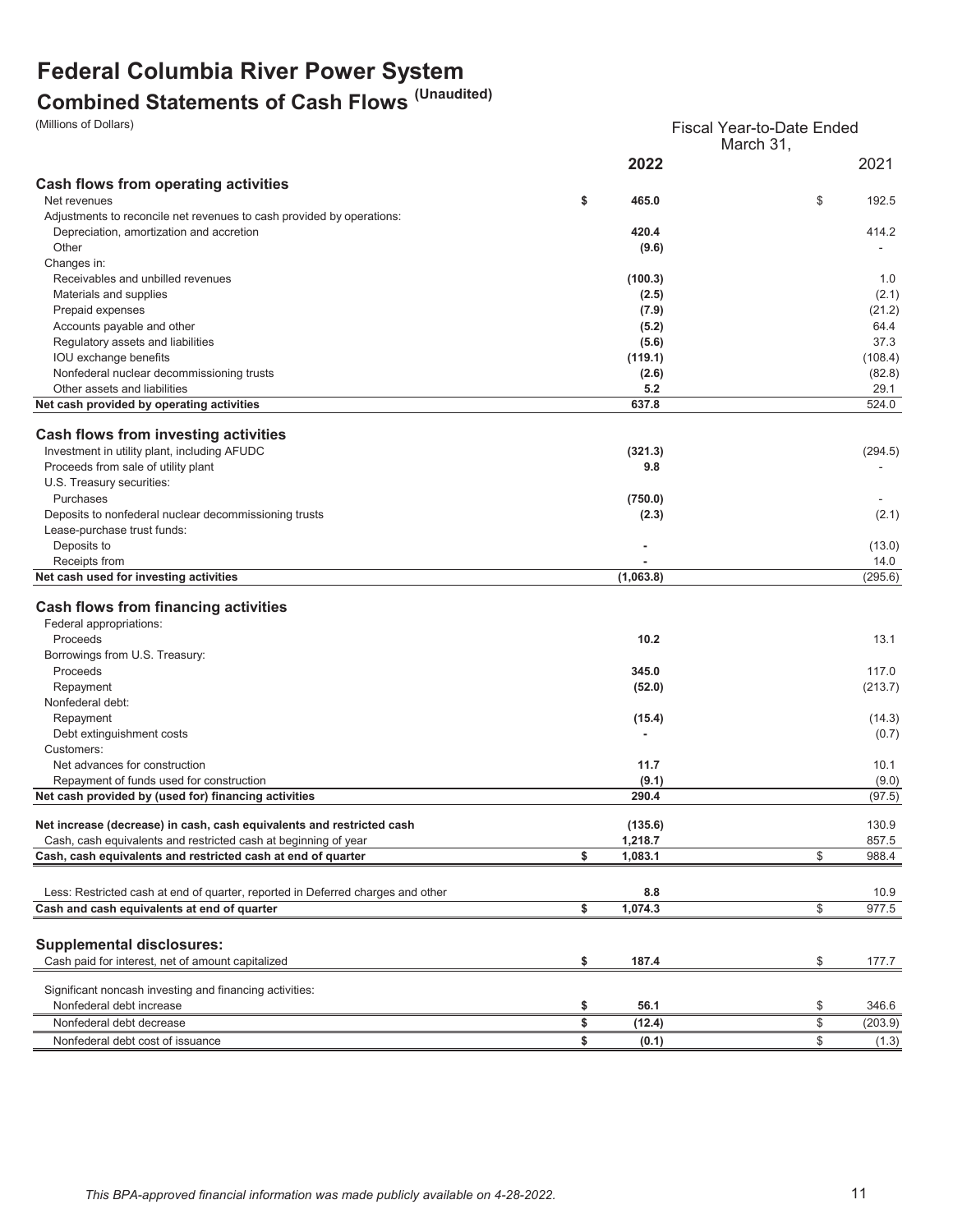# Federal Columbia River Power System

## Combined Statements of Cash Flows (Unaudited)

(Millions of Dollars)

| | Fiscal Year-to-Date Ended March 31, 2022 | 2021 |
|---|---|---|
| **Cash flows from operating activities** | | |
| Net revenues | $ 465.0 | $ 192.5 |
| Adjustments to reconcile net revenues to cash provided by operations: | | |
| Depreciation, amortization and accretion | 420.4 | 414.2 |
| Other | (9.6) | - |
| Changes in: | | |
| Receivables and unbilled revenues | (100.3) | 1.0 |
| Materials and supplies | (2.5) | (2.1) |
| Prepaid expenses | (7.9) | (21.2) |
| Accounts payable and other | (5.2) | 64.4 |
| Regulatory assets and liabilities | (5.6) | 37.3 |
| IOU exchange benefits | (119.1) | (108.4) |
| Nonfederal nuclear decommissioning trusts | (2.6) | (82.8) |
| Other assets and liabilities | 5.2 | 29.1 |
| **Net cash provided by operating activities** | 637.8 | 524.0 |
| **Cash flows from investing activities** | | |
| Investment in utility plant, including AFUDC | (321.3) | (294.5) |
| Proceeds from sale of utility plant | 9.8 | - |
| U.S. Treasury securities: | | |
| Purchases | (750.0) | - |
| Deposits to nonfederal nuclear decommissioning trusts | (2.3) | (2.1) |
| Lease-purchase trust funds: | | |
| Deposits to | - | (13.0) |
| Receipts from | - | 14.0 |
| **Net cash used for investing activities** | (1,063.8) | (295.6) |
| **Cash flows from financing activities** | | |
| Federal appropriations: | | |
| Proceeds | 10.2 | 13.1 |
| Borrowings from U.S. Treasury: | | |
| Proceeds | 345.0 | 117.0 |
| Repayment | (52.0) | (213.7) |
| Nonfederal debt: | | |
| Repayment | (15.4) | (14.3) |
| Debt extinguishment costs | - | (0.7) |
| Customers: | | |
| Net advances for construction | 11.7 | 10.1 |
| Repayment of funds used for construction | (9.1) | (9.0) |
| **Net cash provided by (used for) financing activities** | 290.4 | (97.5) |
| **Net increase (decrease) in cash, cash equivalents and restricted cash** | (135.6) | 130.9 |
| Cash, cash equivalents and restricted cash at beginning of year | 1,218.7 | 857.5 |
| **Cash, cash equivalents and restricted cash at end of quarter** | $ 1,083.1 | $ 988.4 |
| Less: Restricted cash at end of quarter, reported in Deferred charges and other | 8.8 | 10.9 |
| **Cash and cash equivalents at end of quarter** | $ 1,074.3 | $ 977.5 |
| **Supplemental disclosures:** | | |
| Cash paid for interest, net of amount capitalized | $ 187.4 | $ 177.7 |
| Significant noncash investing and financing activities: | | |
| Nonfederal debt increase | $ 56.1 | $ 346.6 |
| Nonfederal debt decrease | $ (12.4) | $ (203.9) |
| Nonfederal debt cost of issuance | $ (0.1) | $ (1.3) |

*This BPA-approved financial information was made publicly available on 4-28-2022.*